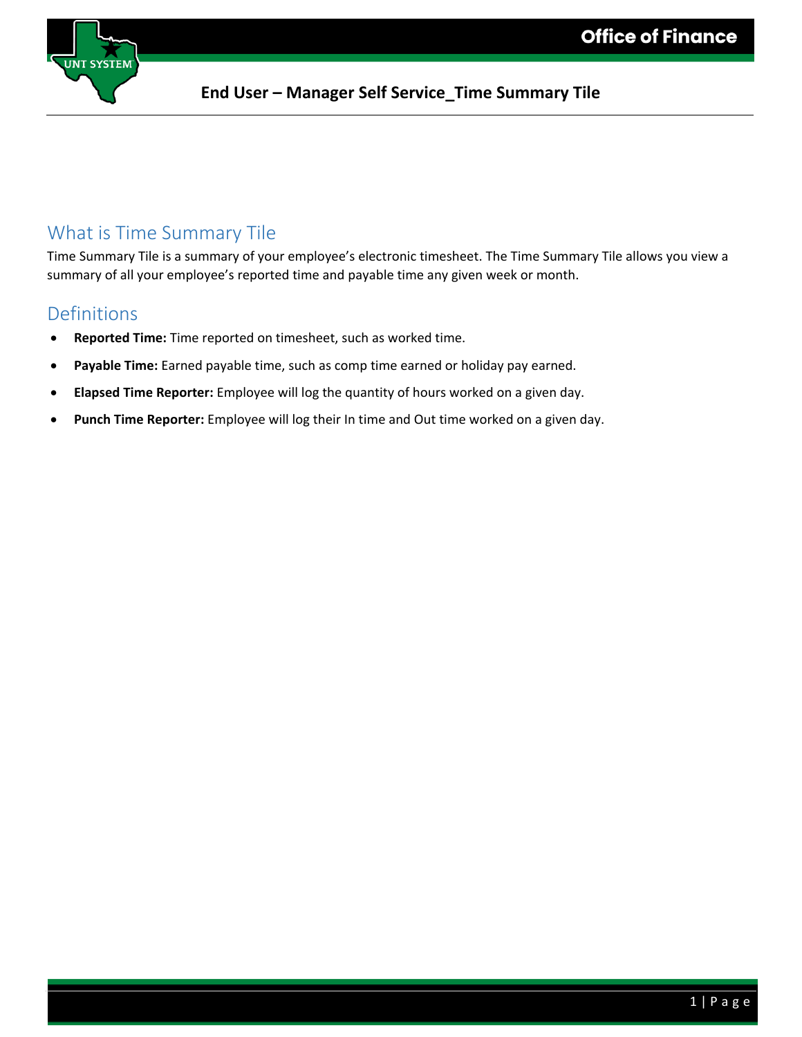# End User – Manager Self Service_Time Summary Tile

## What is Time Summary Tile

Time Summary Tile is a summary of your employee's electronic timesheet. The Time Summary Tile allows you view a summary of all your employee's reported time and payable time any given week or month.

## Definitions

- **Reported Time:** Time reported on timesheet, such as worked time.
- **Payable Time:** Earned payable time, such as comp time earned or holiday pay earned.
- **Elapsed Time Reporter:** Employee will log the quantity of hours worked on a given day.
- **Punch Time Reporter:** Employee will log their In time and Out time worked on a given day.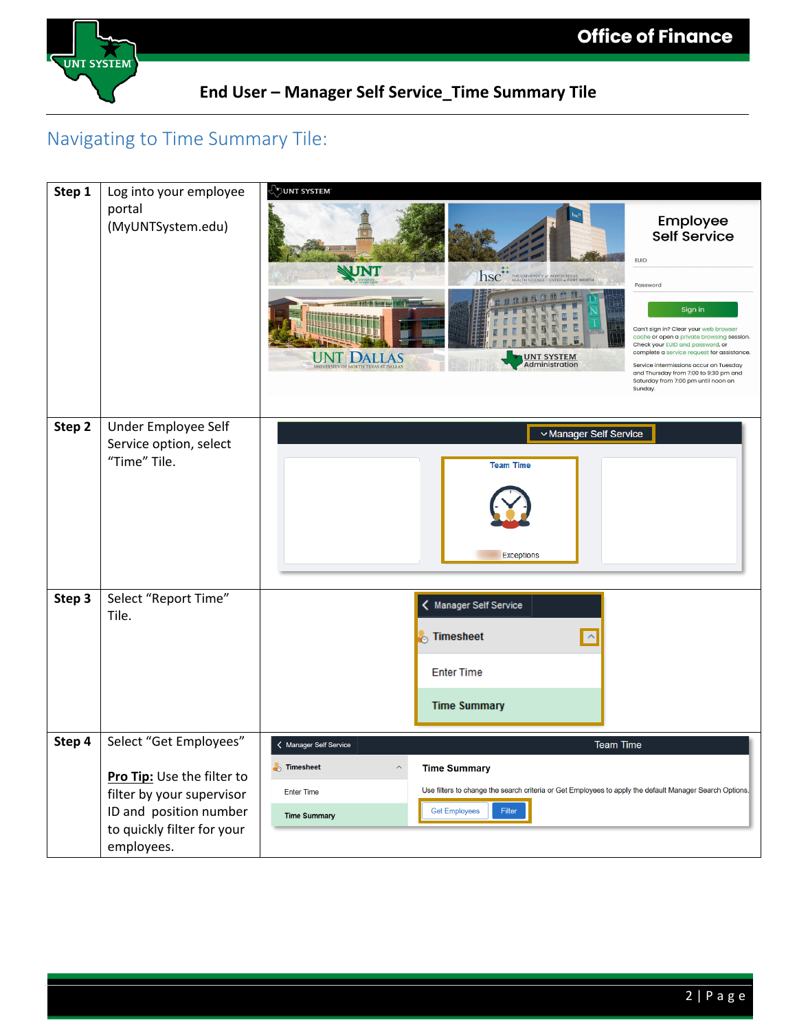# End User – Manager Self Service_Time Summary Tile

## Navigating to Time Summary Tile:

| Step | Instruction | |
|---|---|---|
| **Step 1** | Log into your employee portal (MyUNTSystem.edu) | |
| **Step 2** | Under Employee Self Service option, select "Time" Tile. | |
| **Step 3** | Select "Report Time" Tile. | |
| **Step 4** | Select "Get Employees"<br><br>**Pro Tip:** Use the filter to filter by your supervisor ID and position number to quickly filter for your employees. | |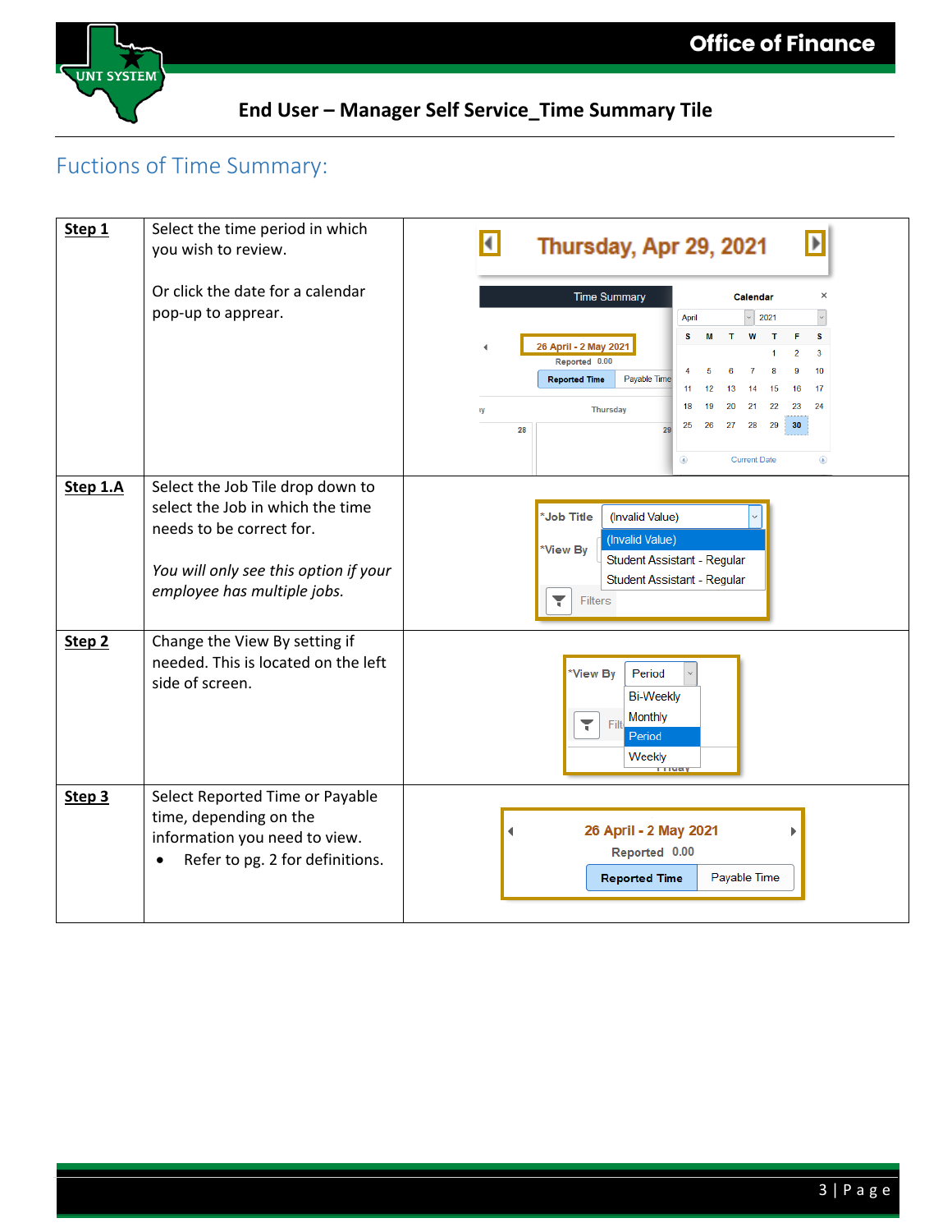## Fuctions of Time Summary:

| | | |
|---|---|---|
| **Step 1** | Select the time period in which you wish to review.<br><br>Or click the date for a calendar pop-up to apprear. | |
| **Step 1.A** | Select the Job Tile drop down to select the Job in which the time needs to be correct for.<br><br>*You will only see this option if your employee has multiple jobs.* | |
| **Step 2** | Change the View By setting if needed. This is located on the left side of screen. | |
| **Step 3** | Select Reported Time or Payable time, depending on the information you need to view.<br>• Refer to pg. 2 for definitions. | |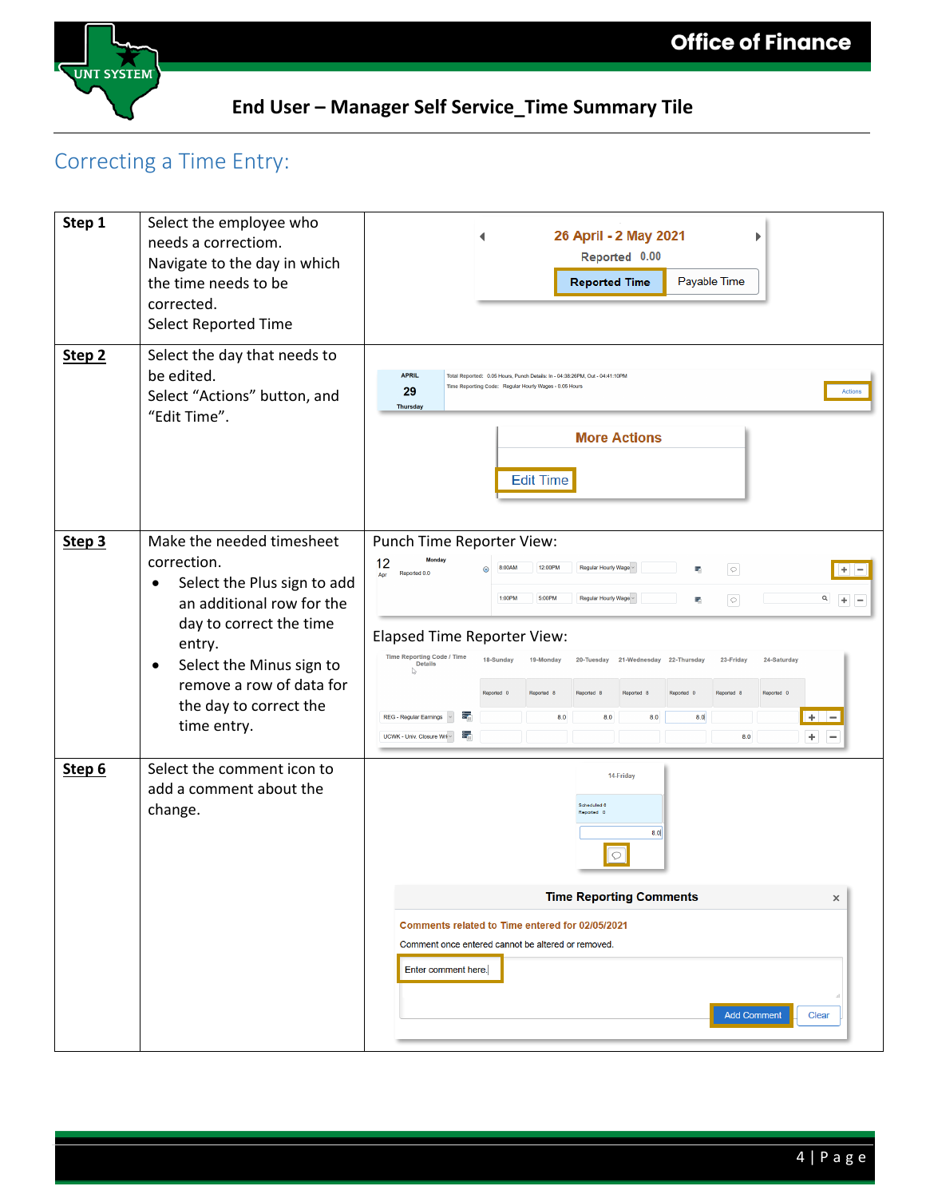## Correcting a Time Entry:

| | | |
|---|---|---|
| **Step 1** | Select the employee who needs a correctiom. Navigate to the day in which the time needs to be corrected. Select Reported Time | |
| **Step 2** | Select the day that needs to be edited. Select "Actions" button, and "Edit Time". | |
| **Step 3** | Make the needed timesheet correction. <br>• Select the Plus sign to add an additional row for the day to correct the time entry. <br>• Select the Minus sign to remove a row of data for the day to correct the time entry. | Punch Time Reporter View: <br><br> Elapsed Time Reporter View: |
| **Step 6** | Select the comment icon to add a comment about the change. | |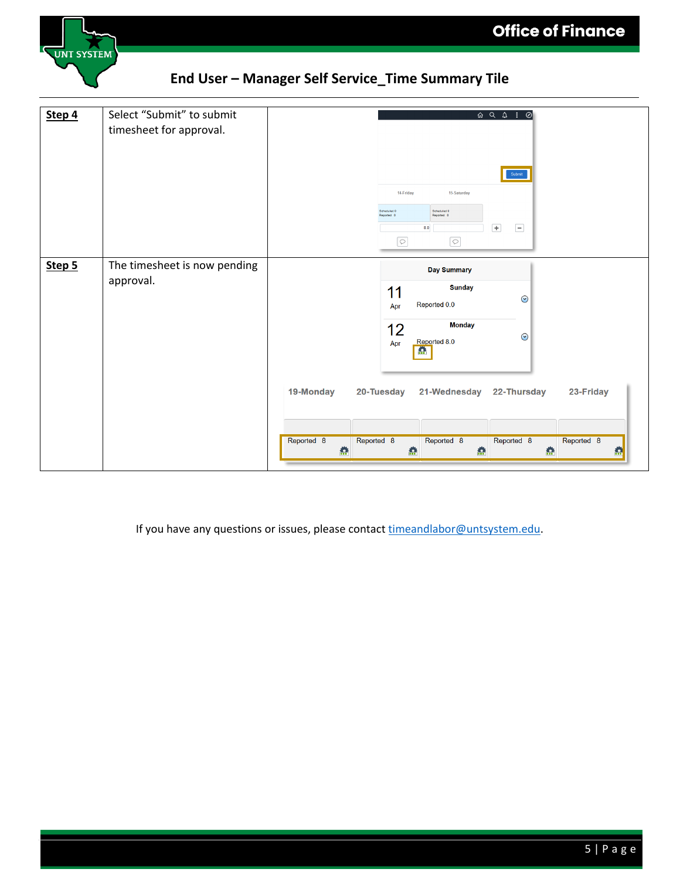| | | |
|---|---|---|
| **Step 4** | Select "Submit" to submit timesheet for approval. | |
| **Step 5** | The timesheet is now pending approval. | |

If you have any questions or issues, please contact timeandlabor@untsystem.edu.